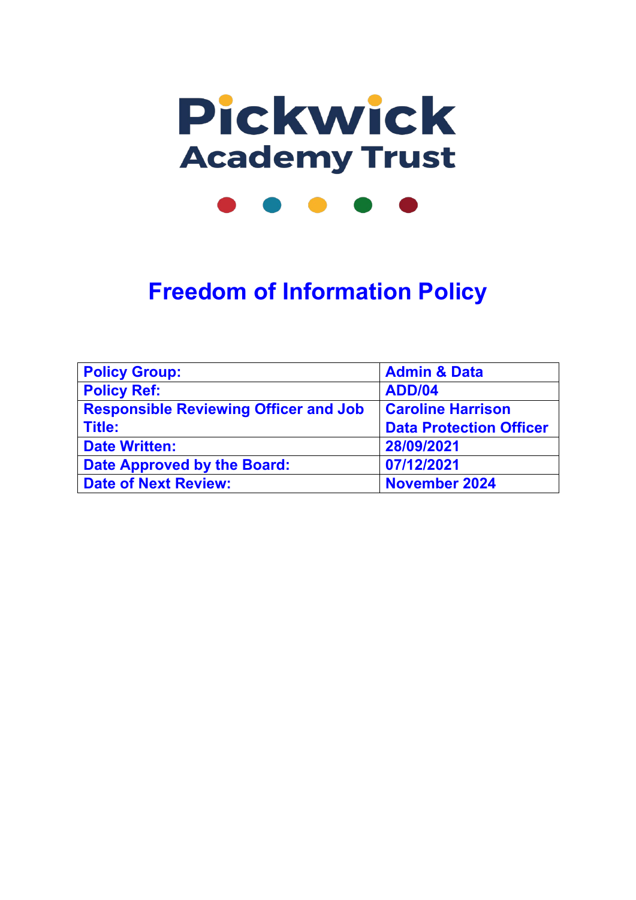# Pickwick Academy Trust

# Freedom of Information Policy

| Policy Group: | Admin & Data |
|---|---|
| Policy Ref: | ADD/04 |
| Responsible Reviewing Officer and Job Title: | Caroline Harrison<br>Data Protection Officer |
| Date Written: | 28/09/2021 |
| Date Approved by the Board: | 07/12/2021 |
| Date of Next Review: | November 2024 |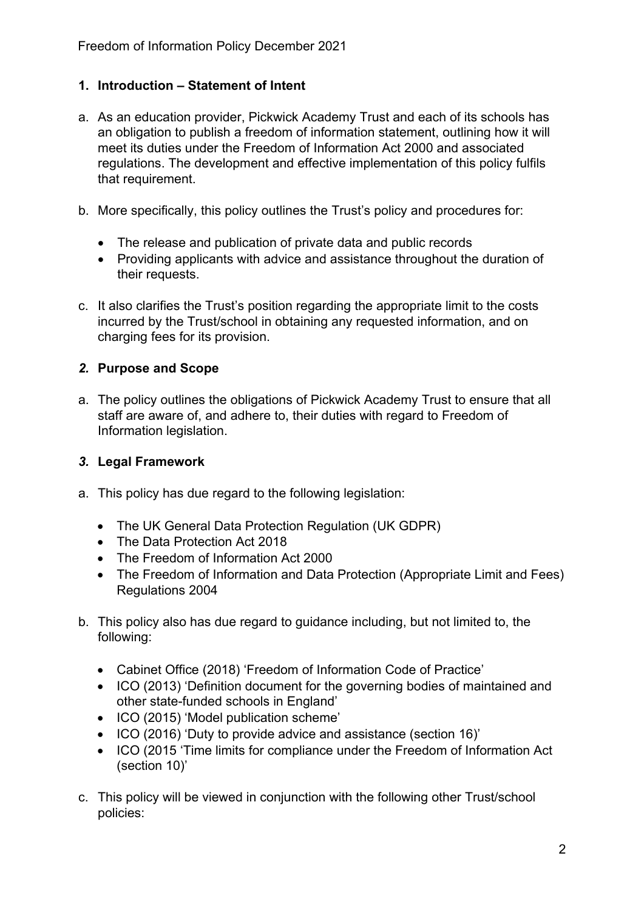## 1. Introduction – Statement of Intent

a. As an education provider, Pickwick Academy Trust and each of its schools has an obligation to publish a freedom of information statement, outlining how it will meet its duties under the Freedom of Information Act 2000 and associated regulations. The development and effective implementation of this policy fulfils that requirement.

b. More specifically, this policy outlines the Trust's policy and procedures for:

- The release and publication of private data and public records
- Providing applicants with advice and assistance throughout the duration of their requests.

c. It also clarifies the Trust's position regarding the appropriate limit to the costs incurred by the Trust/school in obtaining any requested information, and on charging fees for its provision.

## *2.* Purpose and Scope

a. The policy outlines the obligations of Pickwick Academy Trust to ensure that all staff are aware of, and adhere to, their duties with regard to Freedom of Information legislation.

## *3.* Legal Framework

a. This policy has due regard to the following legislation:

- The UK General Data Protection Regulation (UK GDPR)
- The Data Protection Act 2018
- The Freedom of Information Act 2000
- The Freedom of Information and Data Protection (Appropriate Limit and Fees) Regulations 2004

b. This policy also has due regard to guidance including, but not limited to, the following:

- Cabinet Office (2018) 'Freedom of Information Code of Practice'
- ICO (2013) 'Definition document for the governing bodies of maintained and other state-funded schools in England'
- ICO (2015) 'Model publication scheme'
- ICO (2016) 'Duty to provide advice and assistance (section 16)'
- ICO (2015 'Time limits for compliance under the Freedom of Information Act (section 10)'

c. This policy will be viewed in conjunction with the following other Trust/school policies: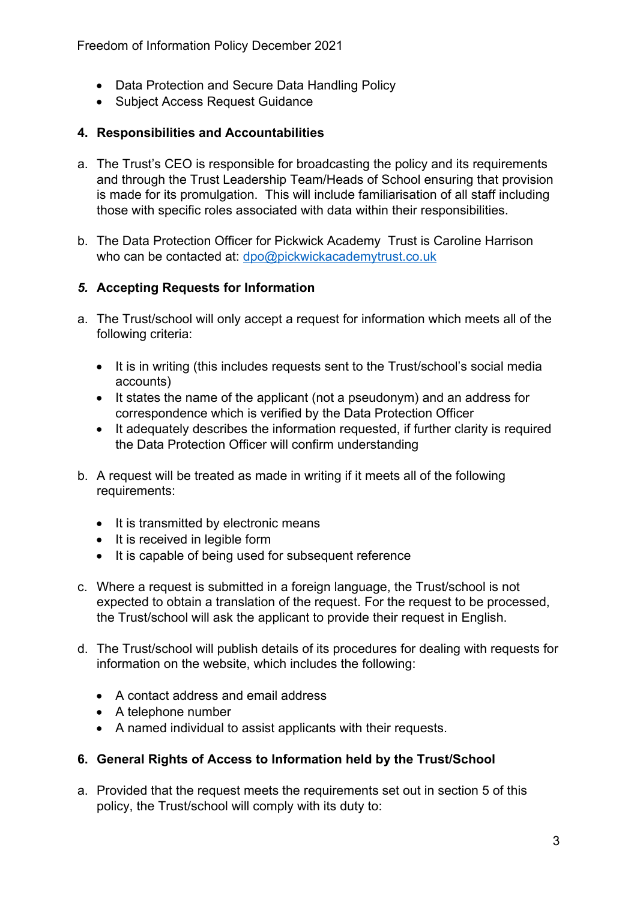- Data Protection and Secure Data Handling Policy
- Subject Access Request Guidance

## 4. Responsibilities and Accountabilities

a. The Trust's CEO is responsible for broadcasting the policy and its requirements and through the Trust Leadership Team/Heads of School ensuring that provision is made for its promulgation. This will include familiarisation of all staff including those with specific roles associated with data within their responsibilities.

b. The Data Protection Officer for Pickwick Academy Trust is Caroline Harrison who can be contacted at: dpo@pickwickacademytrust.co.uk

## *5.* Accepting Requests for Information

a. The Trust/school will only accept a request for information which meets all of the following criteria:

- It is in writing (this includes requests sent to the Trust/school's social media accounts)
- It states the name of the applicant (not a pseudonym) and an address for correspondence which is verified by the Data Protection Officer
- It adequately describes the information requested, if further clarity is required the Data Protection Officer will confirm understanding

b. A request will be treated as made in writing if it meets all of the following requirements:

- It is transmitted by electronic means
- It is received in legible form
- It is capable of being used for subsequent reference

c. Where a request is submitted in a foreign language, the Trust/school is not expected to obtain a translation of the request. For the request to be processed, the Trust/school will ask the applicant to provide their request in English.

d. The Trust/school will publish details of its procedures for dealing with requests for information on the website, which includes the following:

- A contact address and email address
- A telephone number
- A named individual to assist applicants with their requests.

## 6. General Rights of Access to Information held by the Trust/School

a. Provided that the request meets the requirements set out in section 5 of this policy, the Trust/school will comply with its duty to: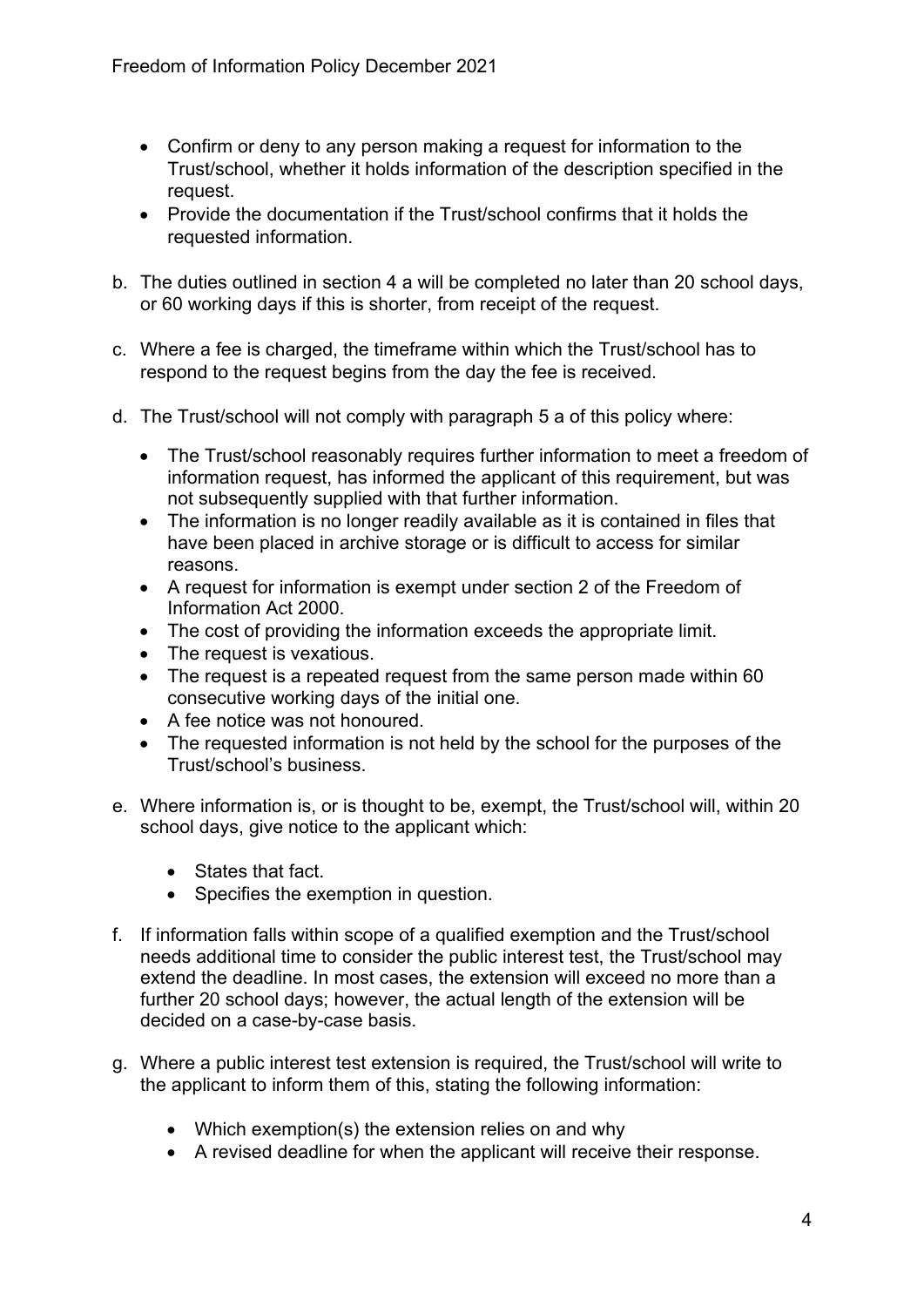- Confirm or deny to any person making a request for information to the Trust/school, whether it holds information of the description specified in the request.
- Provide the documentation if the Trust/school confirms that it holds the requested information.

b. The duties outlined in section 4 a will be completed no later than 20 school days, or 60 working days if this is shorter, from receipt of the request.

c. Where a fee is charged, the timeframe within which the Trust/school has to respond to the request begins from the day the fee is received.

d. The Trust/school will not comply with paragraph 5 a of this policy where:

- The Trust/school reasonably requires further information to meet a freedom of information request, has informed the applicant of this requirement, but was not subsequently supplied with that further information.
- The information is no longer readily available as it is contained in files that have been placed in archive storage or is difficult to access for similar reasons.
- A request for information is exempt under section 2 of the Freedom of Information Act 2000.
- The cost of providing the information exceeds the appropriate limit.
- The request is vexatious.
- The request is a repeated request from the same person made within 60 consecutive working days of the initial one.
- A fee notice was not honoured.
- The requested information is not held by the school for the purposes of the Trust/school's business.

e. Where information is, or is thought to be, exempt, the Trust/school will, within 20 school days, give notice to the applicant which:

- States that fact.
- Specifies the exemption in question.

f. If information falls within scope of a qualified exemption and the Trust/school needs additional time to consider the public interest test, the Trust/school may extend the deadline. In most cases, the extension will exceed no more than a further 20 school days; however, the actual length of the extension will be decided on a case-by-case basis.

g. Where a public interest test extension is required, the Trust/school will write to the applicant to inform them of this, stating the following information:

- Which exemption(s) the extension relies on and why
- A revised deadline for when the applicant will receive their response.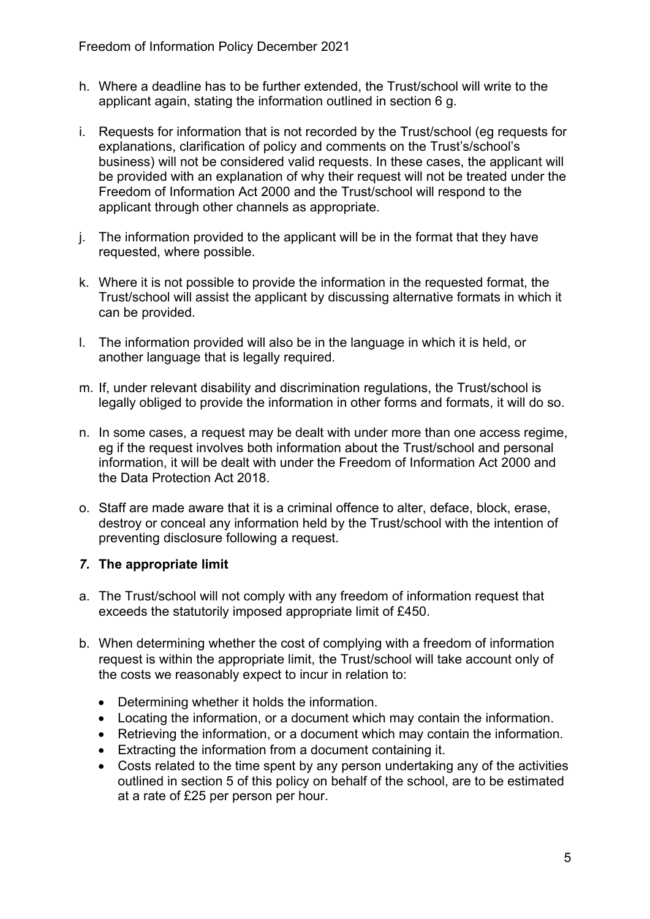h. Where a deadline has to be further extended, the Trust/school will write to the applicant again, stating the information outlined in section 6 g.

i. Requests for information that is not recorded by the Trust/school (eg requests for explanations, clarification of policy and comments on the Trust's/school's business) will not be considered valid requests. In these cases, the applicant will be provided with an explanation of why their request will not be treated under the Freedom of Information Act 2000 and the Trust/school will respond to the applicant through other channels as appropriate.

j. The information provided to the applicant will be in the format that they have requested, where possible.

k. Where it is not possible to provide the information in the requested format, the Trust/school will assist the applicant by discussing alternative formats in which it can be provided.

l. The information provided will also be in the language in which it is held, or another language that is legally required.

m. If, under relevant disability and discrimination regulations, the Trust/school is legally obliged to provide the information in other forms and formats, it will do so.

n. In some cases, a request may be dealt with under more than one access regime, eg if the request involves both information about the Trust/school and personal information, it will be dealt with under the Freedom of Information Act 2000 and the Data Protection Act 2018.

o. Staff are made aware that it is a criminal offence to alter, deface, block, erase, destroy or conceal any information held by the Trust/school with the intention of preventing disclosure following a request.

## *7.* The appropriate limit

a. The Trust/school will not comply with any freedom of information request that exceeds the statutorily imposed appropriate limit of £450.

b. When determining whether the cost of complying with a freedom of information request is within the appropriate limit, the Trust/school will take account only of the costs we reasonably expect to incur in relation to:

- Determining whether it holds the information.
- Locating the information, or a document which may contain the information.
- Retrieving the information, or a document which may contain the information.
- Extracting the information from a document containing it.
- Costs related to the time spent by any person undertaking any of the activities outlined in section 5 of this policy on behalf of the school, are to be estimated at a rate of £25 per person per hour.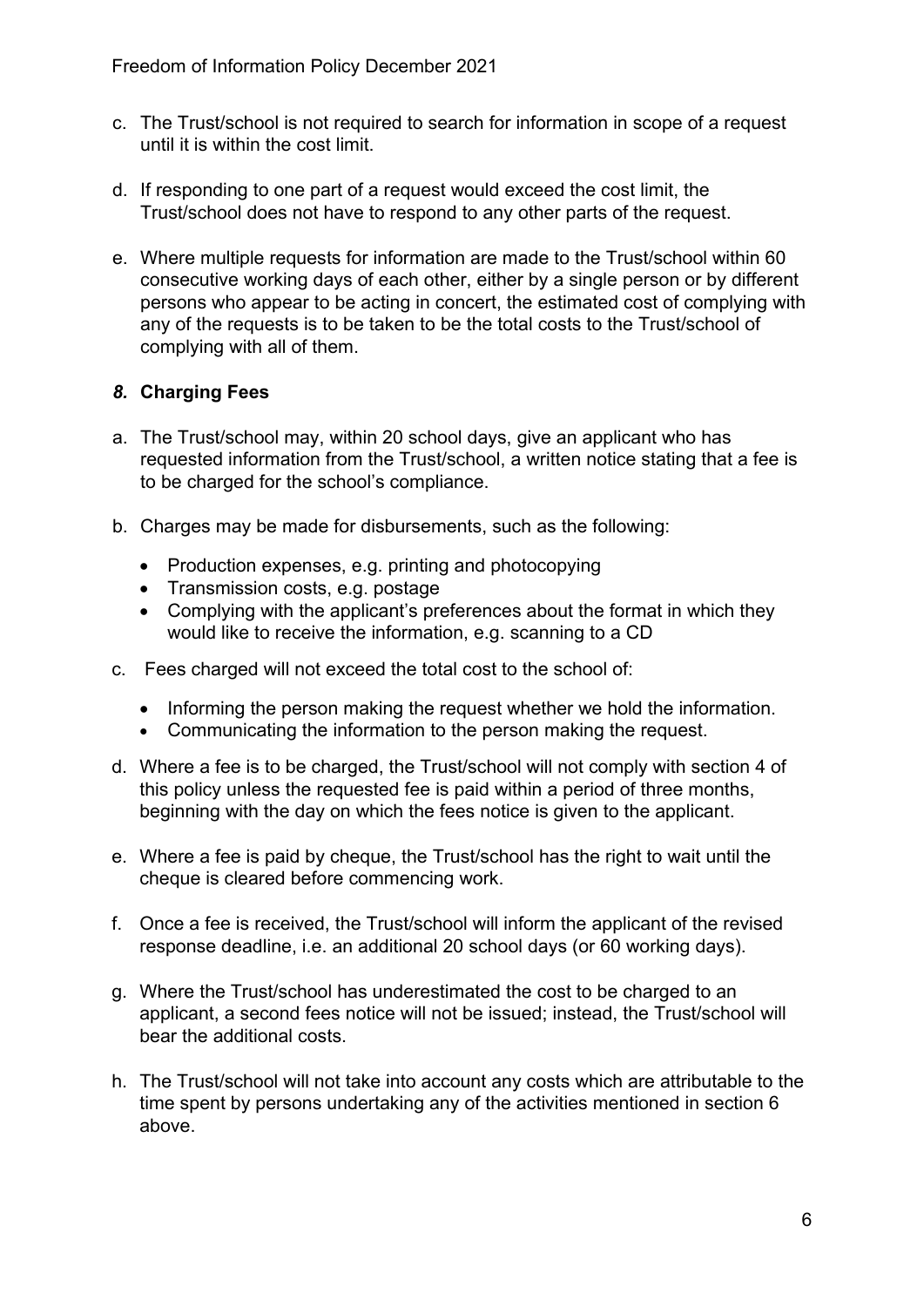c. The Trust/school is not required to search for information in scope of a request until it is within the cost limit.

d. If responding to one part of a request would exceed the cost limit, the Trust/school does not have to respond to any other parts of the request.

e. Where multiple requests for information are made to the Trust/school within 60 consecutive working days of each other, either by a single person or by different persons who appear to be acting in concert, the estimated cost of complying with any of the requests is to be taken to be the total costs to the Trust/school of complying with all of them.

### *8.* Charging Fees

a. The Trust/school may, within 20 school days, give an applicant who has requested information from the Trust/school, a written notice stating that a fee is to be charged for the school's compliance.

b. Charges may be made for disbursements, such as the following:

   - Production expenses, e.g. printing and photocopying
   - Transmission costs, e.g. postage
   - Complying with the applicant's preferences about the format in which they would like to receive the information, e.g. scanning to a CD

c. Fees charged will not exceed the total cost to the school of:

   - Informing the person making the request whether we hold the information.
   - Communicating the information to the person making the request.

d. Where a fee is to be charged, the Trust/school will not comply with section 4 of this policy unless the requested fee is paid within a period of three months, beginning with the day on which the fees notice is given to the applicant.

e. Where a fee is paid by cheque, the Trust/school has the right to wait until the cheque is cleared before commencing work.

f. Once a fee is received, the Trust/school will inform the applicant of the revised response deadline, i.e. an additional 20 school days (or 60 working days).

g. Where the Trust/school has underestimated the cost to be charged to an applicant, a second fees notice will not be issued; instead, the Trust/school will bear the additional costs.

h. The Trust/school will not take into account any costs which are attributable to the time spent by persons undertaking any of the activities mentioned in section 6 above.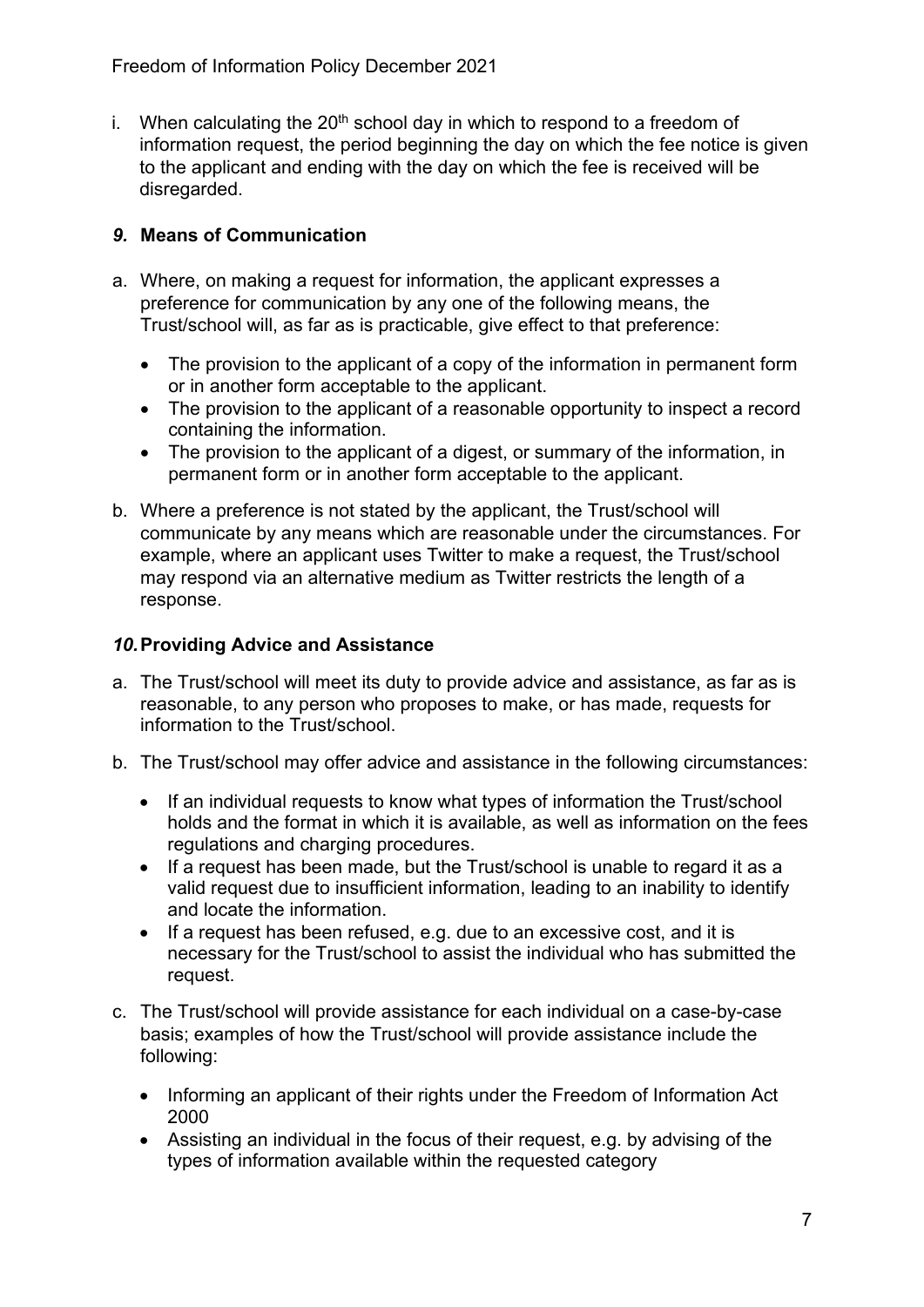i. When calculating the 20th school day in which to respond to a freedom of information request, the period beginning the day on which the fee notice is given to the applicant and ending with the day on which the fee is received will be disregarded.

## *9.* Means of Communication

a. Where, on making a request for information, the applicant expresses a preference for communication by any one of the following means, the Trust/school will, as far as is practicable, give effect to that preference:

   - The provision to the applicant of a copy of the information in permanent form or in another form acceptable to the applicant.
   - The provision to the applicant of a reasonable opportunity to inspect a record containing the information.
   - The provision to the applicant of a digest, or summary of the information, in permanent form or in another form acceptable to the applicant.

b. Where a preference is not stated by the applicant, the Trust/school will communicate by any means which are reasonable under the circumstances. For example, where an applicant uses Twitter to make a request, the Trust/school may respond via an alternative medium as Twitter restricts the length of a response.

## *10.* Providing Advice and Assistance

a. The Trust/school will meet its duty to provide advice and assistance, as far as is reasonable, to any person who proposes to make, or has made, requests for information to the Trust/school.

b. The Trust/school may offer advice and assistance in the following circumstances:

   - If an individual requests to know what types of information the Trust/school holds and the format in which it is available, as well as information on the fees regulations and charging procedures.
   - If a request has been made, but the Trust/school is unable to regard it as a valid request due to insufficient information, leading to an inability to identify and locate the information.
   - If a request has been refused, e.g. due to an excessive cost, and it is necessary for the Trust/school to assist the individual who has submitted the request.

c. The Trust/school will provide assistance for each individual on a case-by-case basis; examples of how the Trust/school will provide assistance include the following:

   - Informing an applicant of their rights under the Freedom of Information Act 2000
   - Assisting an individual in the focus of their request, e.g. by advising of the types of information available within the requested category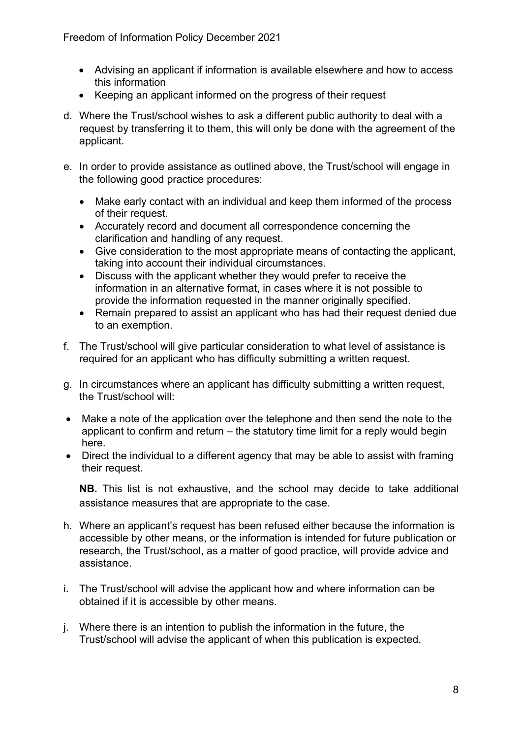- Advising an applicant if information is available elsewhere and how to access this information
- Keeping an applicant informed on the progress of their request

d. Where the Trust/school wishes to ask a different public authority to deal with a request by transferring it to them, this will only be done with the agreement of the applicant.

e. In order to provide assistance as outlined above, the Trust/school will engage in the following good practice procedures:

   - Make early contact with an individual and keep them informed of the process of their request.
   - Accurately record and document all correspondence concerning the clarification and handling of any request.
   - Give consideration to the most appropriate means of contacting the applicant, taking into account their individual circumstances.
   - Discuss with the applicant whether they would prefer to receive the information in an alternative format, in cases where it is not possible to provide the information requested in the manner originally specified.
   - Remain prepared to assist an applicant who has had their request denied due to an exemption.

f. The Trust/school will give particular consideration to what level of assistance is required for an applicant who has difficulty submitting a written request.

g. In circumstances where an applicant has difficulty submitting a written request, the Trust/school will:

- Make a note of the application over the telephone and then send the note to the applicant to confirm and return – the statutory time limit for a reply would begin here.
- Direct the individual to a different agency that may be able to assist with framing their request.

**NB.** This list is not exhaustive, and the school may decide to take additional assistance measures that are appropriate to the case.

h. Where an applicant's request has been refused either because the information is accessible by other means, or the information is intended for future publication or research, the Trust/school, as a matter of good practice, will provide advice and assistance.

i. The Trust/school will advise the applicant how and where information can be obtained if it is accessible by other means.

j. Where there is an intention to publish the information in the future, the Trust/school will advise the applicant of when this publication is expected.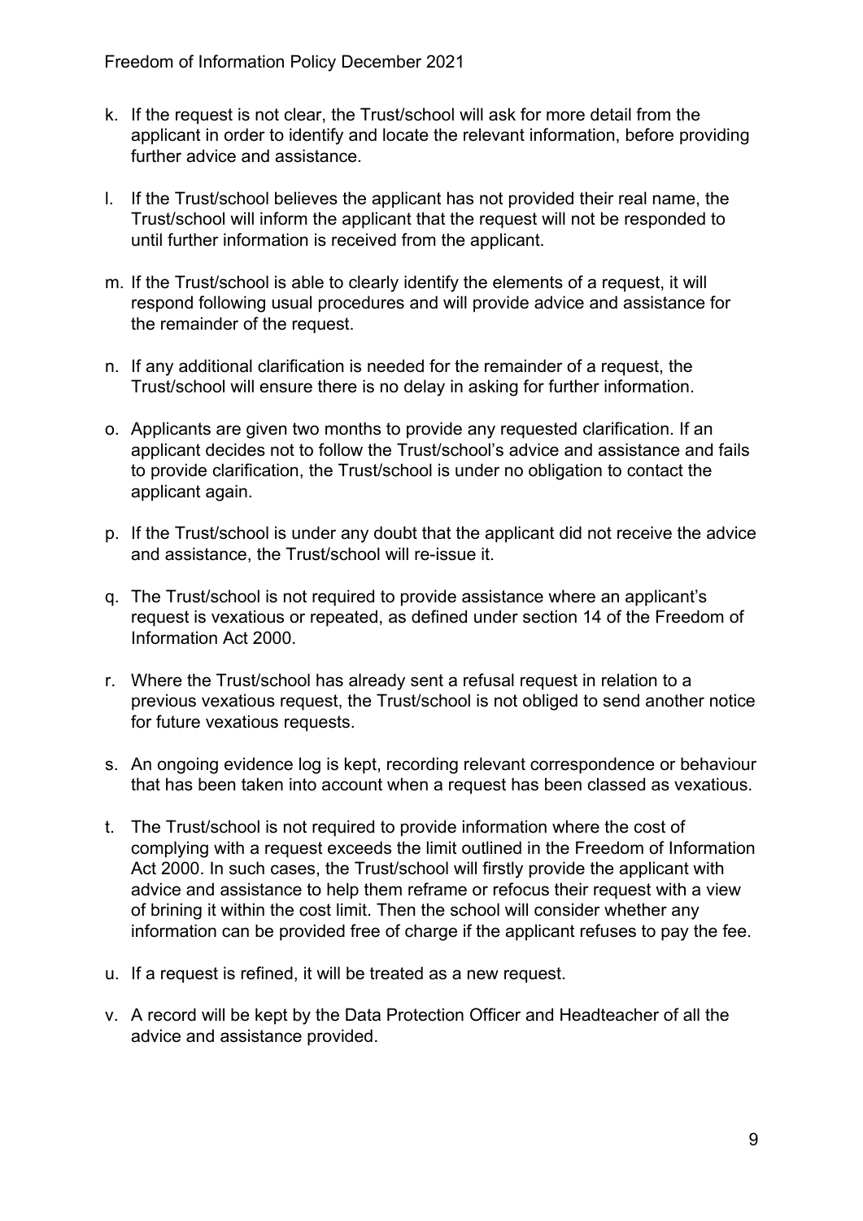k. If the request is not clear, the Trust/school will ask for more detail from the applicant in order to identify and locate the relevant information, before providing further advice and assistance.

l. If the Trust/school believes the applicant has not provided their real name, the Trust/school will inform the applicant that the request will not be responded to until further information is received from the applicant.

m. If the Trust/school is able to clearly identify the elements of a request, it will respond following usual procedures and will provide advice and assistance for the remainder of the request.

n. If any additional clarification is needed for the remainder of a request, the Trust/school will ensure there is no delay in asking for further information.

o. Applicants are given two months to provide any requested clarification. If an applicant decides not to follow the Trust/school's advice and assistance and fails to provide clarification, the Trust/school is under no obligation to contact the applicant again.

p. If the Trust/school is under any doubt that the applicant did not receive the advice and assistance, the Trust/school will re-issue it.

q. The Trust/school is not required to provide assistance where an applicant's request is vexatious or repeated, as defined under section 14 of the Freedom of Information Act 2000.

r. Where the Trust/school has already sent a refusal request in relation to a previous vexatious request, the Trust/school is not obliged to send another notice for future vexatious requests.

s. An ongoing evidence log is kept, recording relevant correspondence or behaviour that has been taken into account when a request has been classed as vexatious.

t. The Trust/school is not required to provide information where the cost of complying with a request exceeds the limit outlined in the Freedom of Information Act 2000. In such cases, the Trust/school will firstly provide the applicant with advice and assistance to help them reframe or refocus their request with a view of brining it within the cost limit. Then the school will consider whether any information can be provided free of charge if the applicant refuses to pay the fee.

u. If a request is refined, it will be treated as a new request.

v. A record will be kept by the Data Protection Officer and Headteacher of all the advice and assistance provided.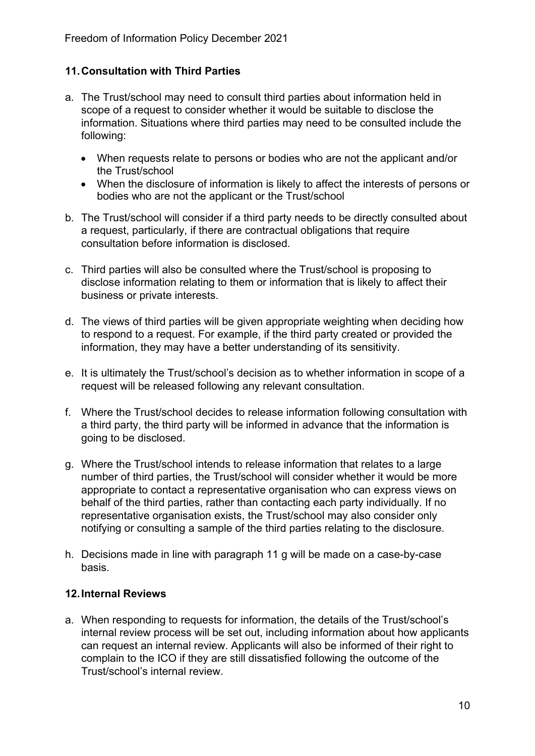## 11. Consultation with Third Parties

a. The Trust/school may need to consult third parties about information held in scope of a request to consider whether it would be suitable to disclose the information. Situations where third parties may need to be consulted include the following:

   - When requests relate to persons or bodies who are not the applicant and/or the Trust/school
   - When the disclosure of information is likely to affect the interests of persons or bodies who are not the applicant or the Trust/school

b. The Trust/school will consider if a third party needs to be directly consulted about a request, particularly, if there are contractual obligations that require consultation before information is disclosed.

c. Third parties will also be consulted where the Trust/school is proposing to disclose information relating to them or information that is likely to affect their business or private interests.

d. The views of third parties will be given appropriate weighting when deciding how to respond to a request. For example, if the third party created or provided the information, they may have a better understanding of its sensitivity.

e. It is ultimately the Trust/school's decision as to whether information in scope of a request will be released following any relevant consultation.

f. Where the Trust/school decides to release information following consultation with a third party, the third party will be informed in advance that the information is going to be disclosed.

g. Where the Trust/school intends to release information that relates to a large number of third parties, the Trust/school will consider whether it would be more appropriate to contact a representative organisation who can express views on behalf of the third parties, rather than contacting each party individually. If no representative organisation exists, the Trust/school may also consider only notifying or consulting a sample of the third parties relating to the disclosure.

h. Decisions made in line with paragraph 11 g will be made on a case-by-case basis.

## 12. Internal Reviews

a. When responding to requests for information, the details of the Trust/school's internal review process will be set out, including information about how applicants can request an internal review. Applicants will also be informed of their right to complain to the ICO if they are still dissatisfied following the outcome of the Trust/school's internal review.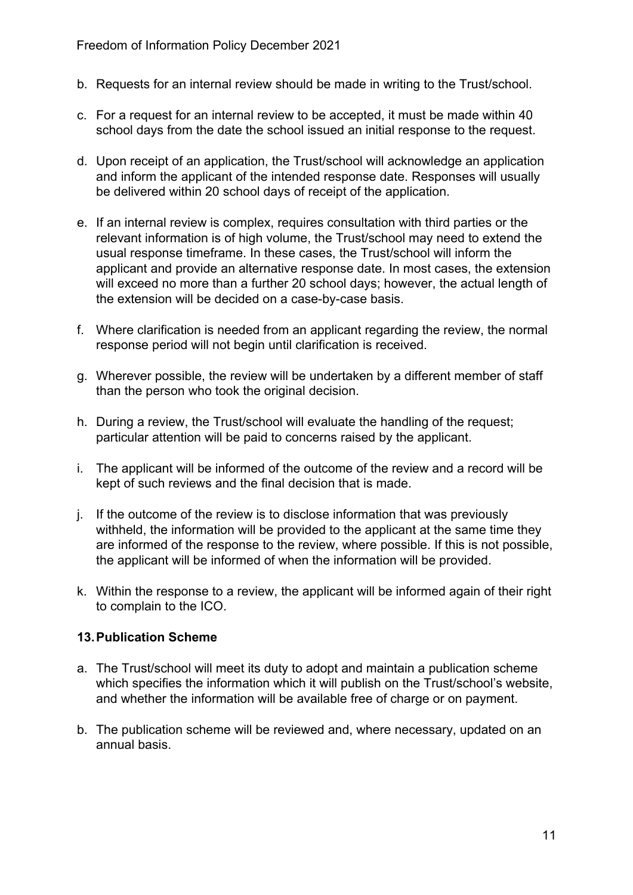b. Requests for an internal review should be made in writing to the Trust/school.

c. For a request for an internal review to be accepted, it must be made within 40 school days from the date the school issued an initial response to the request.

d. Upon receipt of an application, the Trust/school will acknowledge an application and inform the applicant of the intended response date. Responses will usually be delivered within 20 school days of receipt of the application.

e. If an internal review is complex, requires consultation with third parties or the relevant information is of high volume, the Trust/school may need to extend the usual response timeframe. In these cases, the Trust/school will inform the applicant and provide an alternative response date. In most cases, the extension will exceed no more than a further 20 school days; however, the actual length of the extension will be decided on a case-by-case basis.

f. Where clarification is needed from an applicant regarding the review, the normal response period will not begin until clarification is received.

g. Wherever possible, the review will be undertaken by a different member of staff than the person who took the original decision.

h. During a review, the Trust/school will evaluate the handling of the request; particular attention will be paid to concerns raised by the applicant.

i. The applicant will be informed of the outcome of the review and a record will be kept of such reviews and the final decision that is made.

j. If the outcome of the review is to disclose information that was previously withheld, the information will be provided to the applicant at the same time they are informed of the response to the review, where possible. If this is not possible, the applicant will be informed of when the information will be provided.

k. Within the response to a review, the applicant will be informed again of their right to complain to the ICO.

## 13. Publication Scheme

a. The Trust/school will meet its duty to adopt and maintain a publication scheme which specifies the information which it will publish on the Trust/school's website, and whether the information will be available free of charge or on payment.

b. The publication scheme will be reviewed and, where necessary, updated on an annual basis.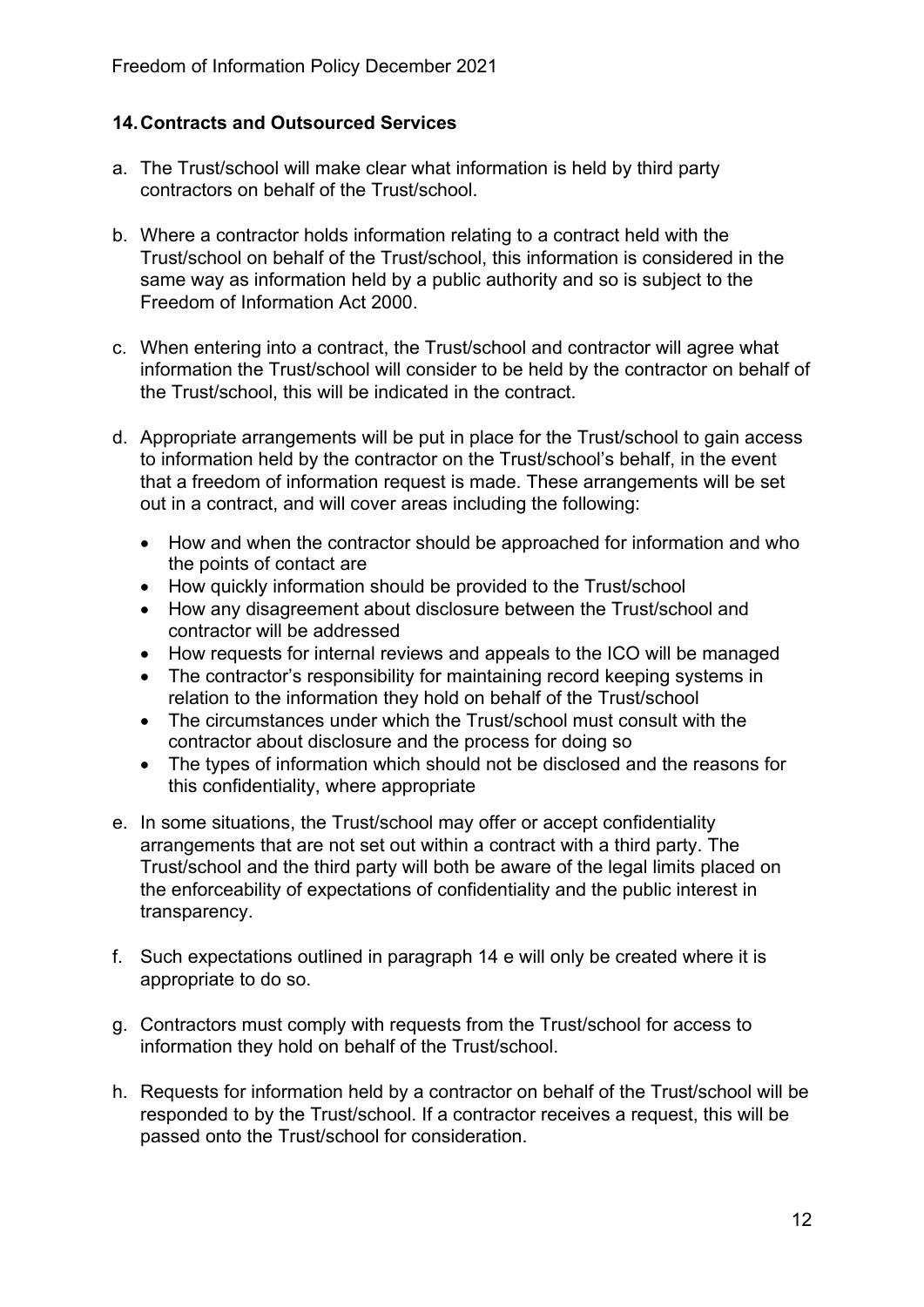## 14. Contracts and Outsourced Services

a. The Trust/school will make clear what information is held by third party contractors on behalf of the Trust/school.

b. Where a contractor holds information relating to a contract held with the Trust/school on behalf of the Trust/school, this information is considered in the same way as information held by a public authority and so is subject to the Freedom of Information Act 2000.

c. When entering into a contract, the Trust/school and contractor will agree what information the Trust/school will consider to be held by the contractor on behalf of the Trust/school, this will be indicated in the contract.

d. Appropriate arrangements will be put in place for the Trust/school to gain access to information held by the contractor on the Trust/school's behalf, in the event that a freedom of information request is made. These arrangements will be set out in a contract, and will cover areas including the following:

   - How and when the contractor should be approached for information and who the points of contact are
   - How quickly information should be provided to the Trust/school
   - How any disagreement about disclosure between the Trust/school and contractor will be addressed
   - How requests for internal reviews and appeals to the ICO will be managed
   - The contractor's responsibility for maintaining record keeping systems in relation to the information they hold on behalf of the Trust/school
   - The circumstances under which the Trust/school must consult with the contractor about disclosure and the process for doing so
   - The types of information which should not be disclosed and the reasons for this confidentiality, where appropriate

e. In some situations, the Trust/school may offer or accept confidentiality arrangements that are not set out within a contract with a third party. The Trust/school and the third party will both be aware of the legal limits placed on the enforceability of expectations of confidentiality and the public interest in transparency.

f. Such expectations outlined in paragraph 14 e will only be created where it is appropriate to do so.

g. Contractors must comply with requests from the Trust/school for access to information they hold on behalf of the Trust/school.

h. Requests for information held by a contractor on behalf of the Trust/school will be responded to by the Trust/school. If a contractor receives a request, this will be passed onto the Trust/school for consideration.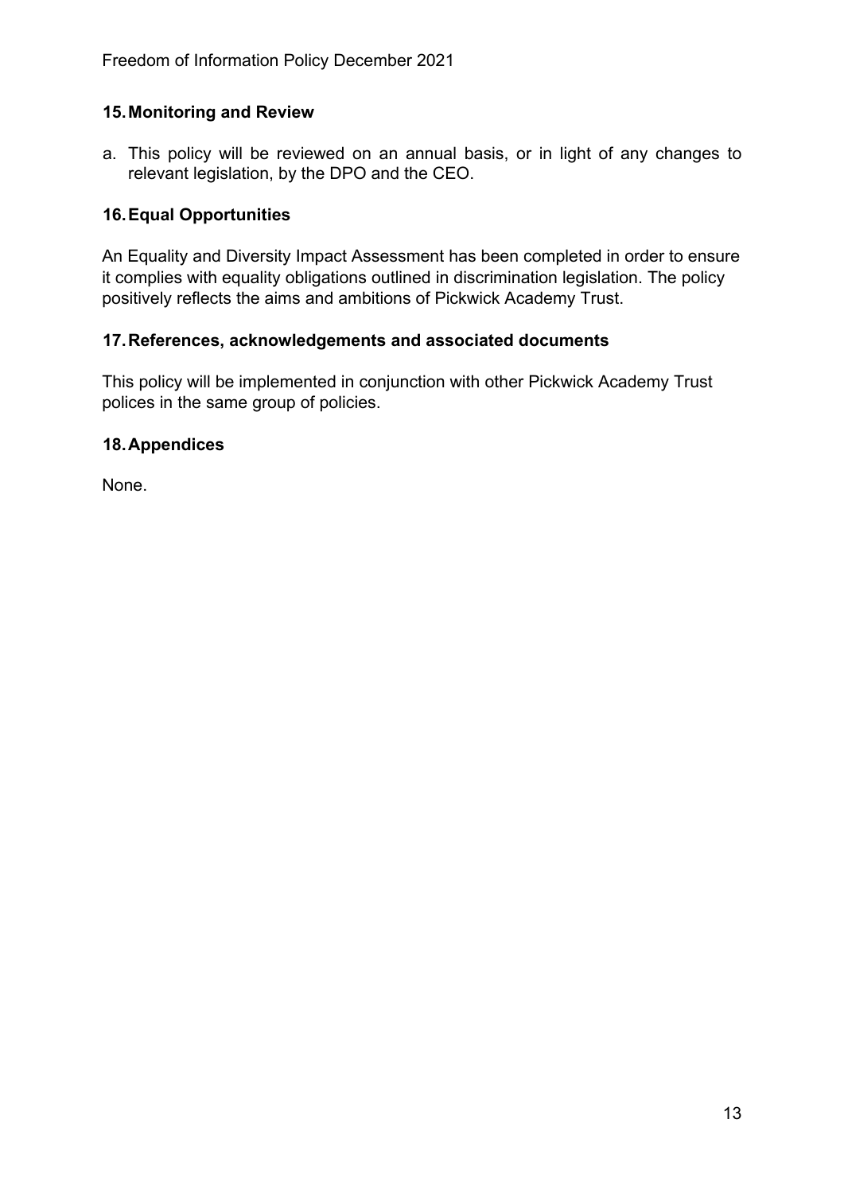## 15. Monitoring and Review

a. This policy will be reviewed on an annual basis, or in light of any changes to relevant legislation, by the DPO and the CEO.

## 16. Equal Opportunities

An Equality and Diversity Impact Assessment has been completed in order to ensure it complies with equality obligations outlined in discrimination legislation. The policy positively reflects the aims and ambitions of Pickwick Academy Trust.

## 17. References, acknowledgements and associated documents

This policy will be implemented in conjunction with other Pickwick Academy Trust polices in the same group of policies.

## 18. Appendices

None.